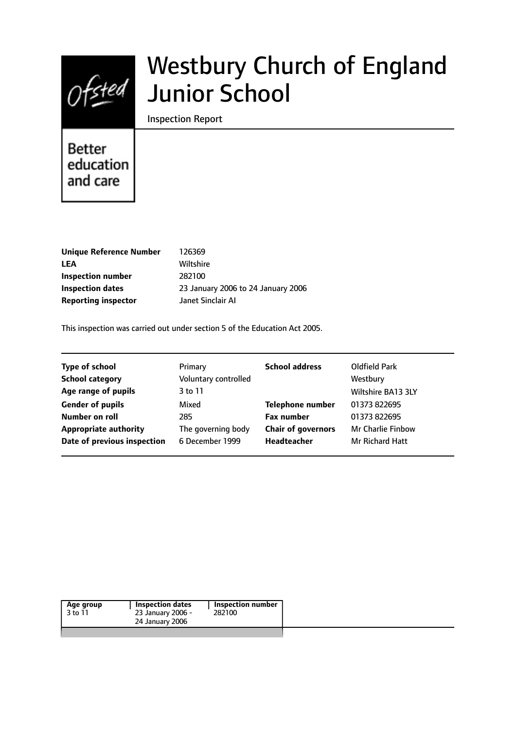# Westbury Church of England Junior School

Inspection Report

Better education and care

| | |
|---|---|
| **Unique Reference Number** | 126369 |
| **LEA** | Wiltshire |
| **Inspection number** | 282100 |
| **Inspection dates** | 23 January 2006 to 24 January 2006 |
| **Reporting inspector** | Janet Sinclair AI |

This inspection was carried out under section 5 of the Education Act 2005.

| | | | |
|---|---|---|---|
| **Type of school** | Primary | **School address** | Oldfield Park |
| **School category** | Voluntary controlled | | Westbury |
| **Age range of pupils** | 3 to 11 | | Wiltshire BA13 3LY |
| **Gender of pupils** | Mixed | **Telephone number** | 01373 822695 |
| **Number on roll** | 285 | **Fax number** | 01373 822695 |
| **Appropriate authority** | The governing body | **Chair of governors** | Mr Charlie Finbow |
| **Date of previous inspection** | 6 December 1999 | **Headteacher** | Mr Richard Hatt |

| Age group | Inspection dates | Inspection number |
|---|---|---|
| 3 to 11 | 23 January 2006 - 24 January 2006 | 282100 |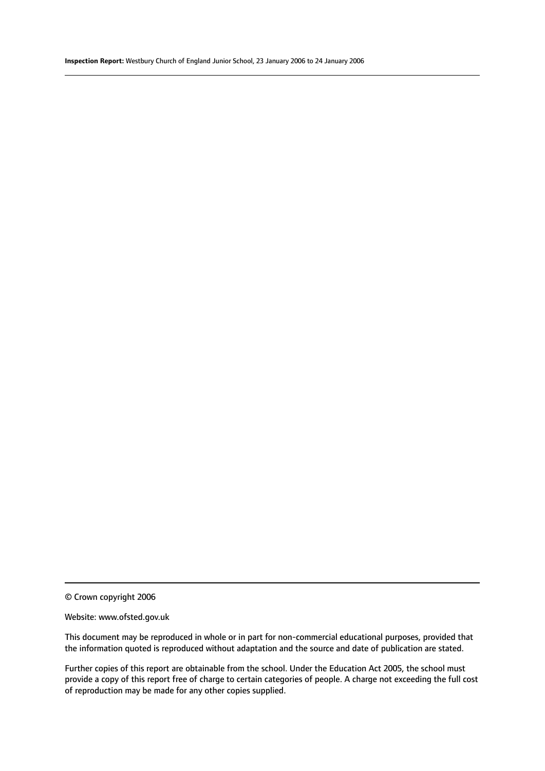© Crown copyright 2006

Website: www.ofsted.gov.uk

This document may be reproduced in whole or in part for non-commercial educational purposes, provided that the information quoted is reproduced without adaptation and the source and date of publication are stated.

Further copies of this report are obtainable from the school. Under the Education Act 2005, the school must provide a copy of this report free of charge to certain categories of people. A charge not exceeding the full cost of reproduction may be made for any other copies supplied.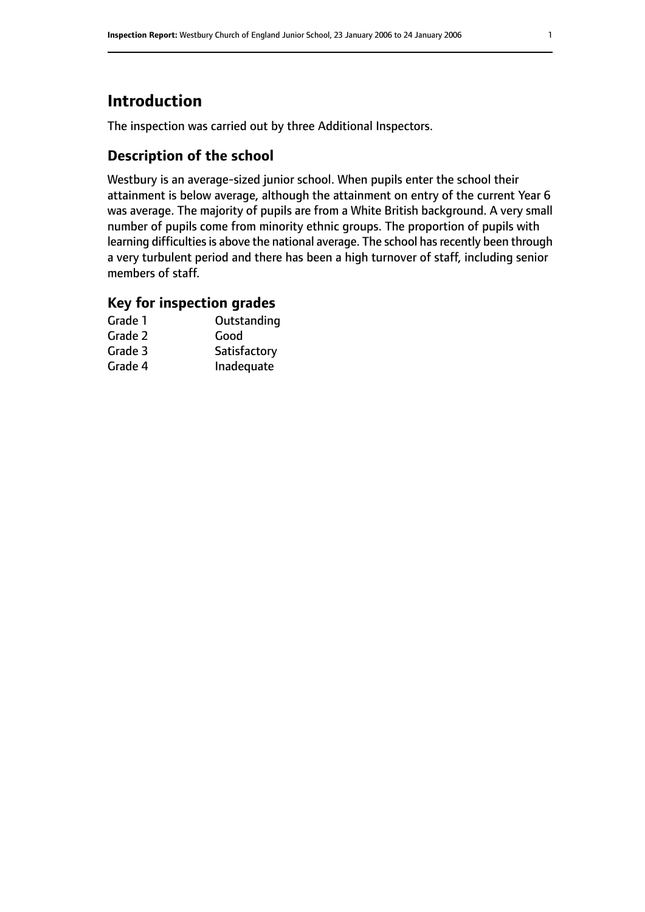## Introduction

The inspection was carried out by three Additional Inspectors.

### Description of the school

Westbury is an average-sized junior school. When pupils enter the school their attainment is below average, although the attainment on entry of the current Year 6 was average. The majority of pupils are from a White British background. A very small number of pupils come from minority ethnic groups. The proportion of pupils with learning difficulties is above the national average. The school has recently been through a very turbulent period and there has been a high turnover of staff, including senior members of staff.

### Key for inspection grades

| | |
|---|---|
| Grade 1 | Outstanding |
| Grade 2 | Good |
| Grade 3 | Satisfactory |
| Grade 4 | Inadequate |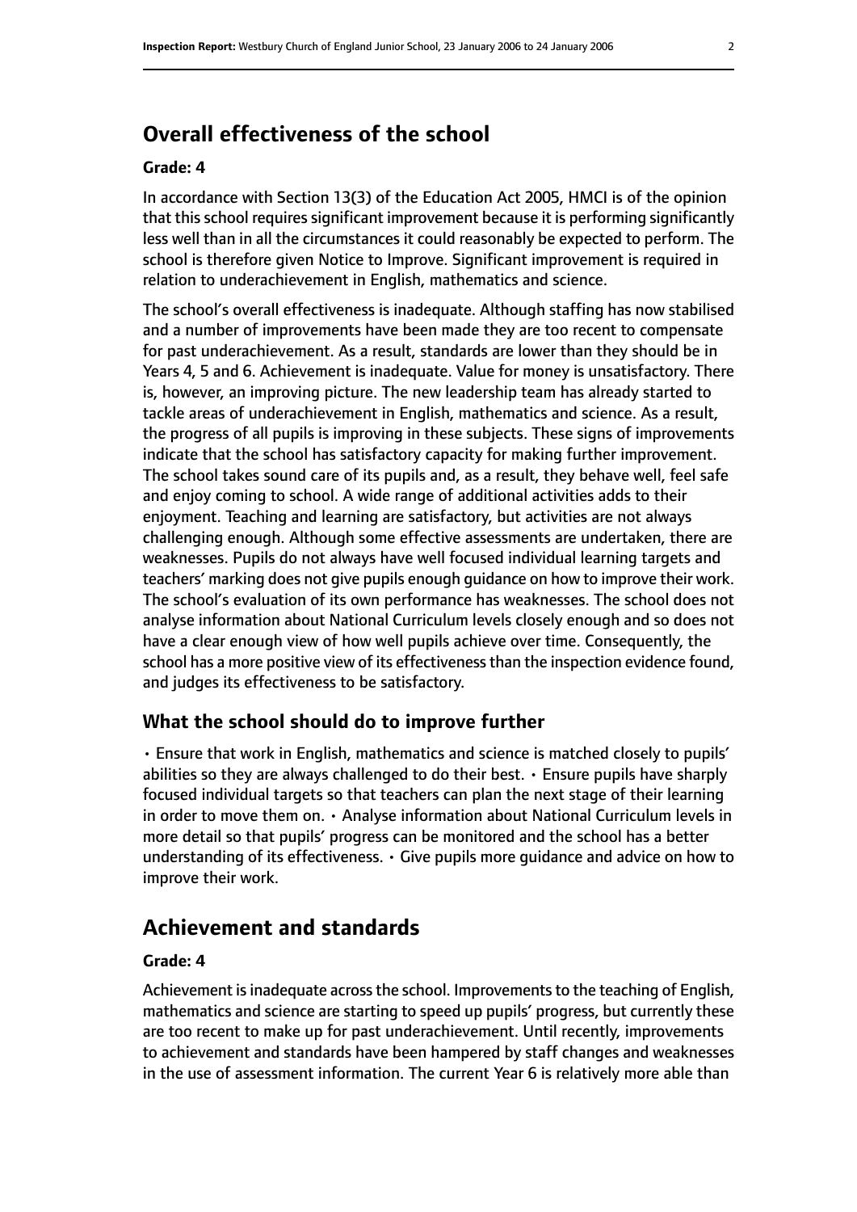## Overall effectiveness of the school

**Grade: 4**

In accordance with Section 13(3) of the Education Act 2005, HMCI is of the opinion that this school requires significant improvement because it is performing significantly less well than in all the circumstances it could reasonably be expected to perform. The school is therefore given Notice to Improve. Significant improvement is required in relation to underachievement in English, mathematics and science.

The school's overall effectiveness is inadequate. Although staffing has now stabilised and a number of improvements have been made they are too recent to compensate for past underachievement. As a result, standards are lower than they should be in Years 4, 5 and 6. Achievement is inadequate. Value for money is unsatisfactory. There is, however, an improving picture. The new leadership team has already started to tackle areas of underachievement in English, mathematics and science. As a result, the progress of all pupils is improving in these subjects. These signs of improvements indicate that the school has satisfactory capacity for making further improvement. The school takes sound care of its pupils and, as a result, they behave well, feel safe and enjoy coming to school. A wide range of additional activities adds to their enjoyment. Teaching and learning are satisfactory, but activities are not always challenging enough. Although some effective assessments are undertaken, there are weaknesses. Pupils do not always have well focused individual learning targets and teachers' marking does not give pupils enough guidance on how to improve their work. The school's evaluation of its own performance has weaknesses. The school does not analyse information about National Curriculum levels closely enough and so does not have a clear enough view of how well pupils achieve over time. Consequently, the school has a more positive view of its effectiveness than the inspection evidence found, and judges its effectiveness to be satisfactory.

### What the school should do to improve further

- Ensure that work in English, mathematics and science is matched closely to pupils' abilities so they are always challenged to do their best.
- Ensure pupils have sharply focused individual targets so that teachers can plan the next stage of their learning in order to move them on.
- Analyse information about National Curriculum levels in more detail so that pupils' progress can be monitored and the school has a better understanding of its effectiveness.
- Give pupils more guidance and advice on how to improve their work.

## Achievement and standards

**Grade: 4**

Achievement is inadequate across the school. Improvements to the teaching of English, mathematics and science are starting to speed up pupils' progress, but currently these are too recent to make up for past underachievement. Until recently, improvements to achievement and standards have been hampered by staff changes and weaknesses in the use of assessment information. The current Year 6 is relatively more able than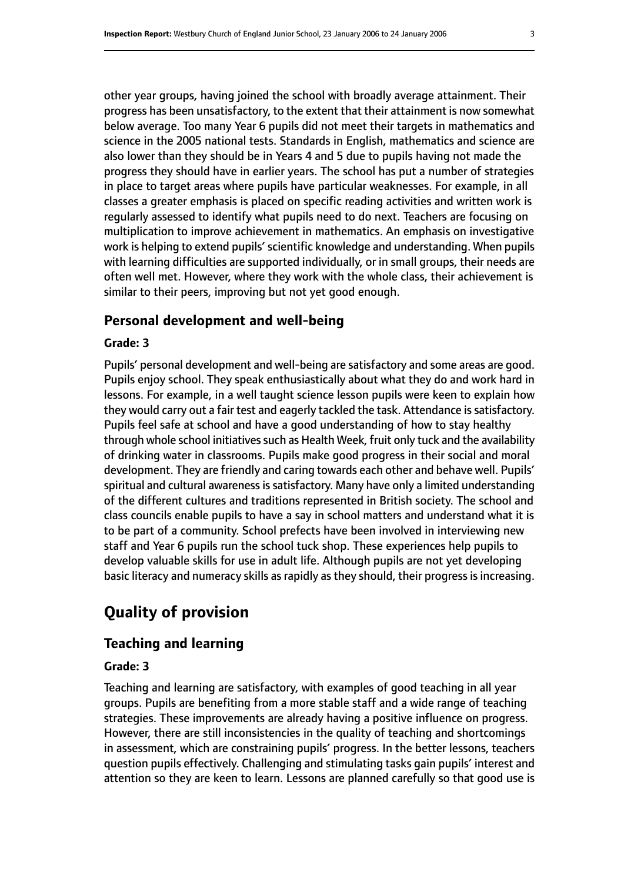other year groups, having joined the school with broadly average attainment. Their progress has been unsatisfactory, to the extent that their attainment is now somewhat below average. Too many Year 6 pupils did not meet their targets in mathematics and science in the 2005 national tests. Standards in English, mathematics and science are also lower than they should be in Years 4 and 5 due to pupils having not made the progress they should have in earlier years. The school has put a number of strategies in place to target areas where pupils have particular weaknesses. For example, in all classes a greater emphasis is placed on specific reading activities and written work is regularly assessed to identify what pupils need to do next. Teachers are focusing on multiplication to improve achievement in mathematics. An emphasis on investigative work is helping to extend pupils' scientific knowledge and understanding. When pupils with learning difficulties are supported individually, or in small groups, their needs are often well met. However, where they work with the whole class, their achievement is similar to their peers, improving but not yet good enough.

### Personal development and well-being

#### Grade: 3

Pupils' personal development and well-being are satisfactory and some areas are good. Pupils enjoy school. They speak enthusiastically about what they do and work hard in lessons. For example, in a well taught science lesson pupils were keen to explain how they would carry out a fair test and eagerly tackled the task. Attendance is satisfactory. Pupils feel safe at school and have a good understanding of how to stay healthy through whole school initiatives such as Health Week, fruit only tuck and the availability of drinking water in classrooms. Pupils make good progress in their social and moral development. They are friendly and caring towards each other and behave well. Pupils' spiritual and cultural awareness is satisfactory. Many have only a limited understanding of the different cultures and traditions represented in British society. The school and class councils enable pupils to have a say in school matters and understand what it is to be part of a community. School prefects have been involved in interviewing new staff and Year 6 pupils run the school tuck shop. These experiences help pupils to develop valuable skills for use in adult life. Although pupils are not yet developing basic literacy and numeracy skills as rapidly as they should, their progress is increasing.

## Quality of provision

### Teaching and learning

#### Grade: 3

Teaching and learning are satisfactory, with examples of good teaching in all year groups. Pupils are benefiting from a more stable staff and a wide range of teaching strategies. These improvements are already having a positive influence on progress. However, there are still inconsistencies in the quality of teaching and shortcomings in assessment, which are constraining pupils' progress. In the better lessons, teachers question pupils effectively. Challenging and stimulating tasks gain pupils' interest and attention so they are keen to learn. Lessons are planned carefully so that good use is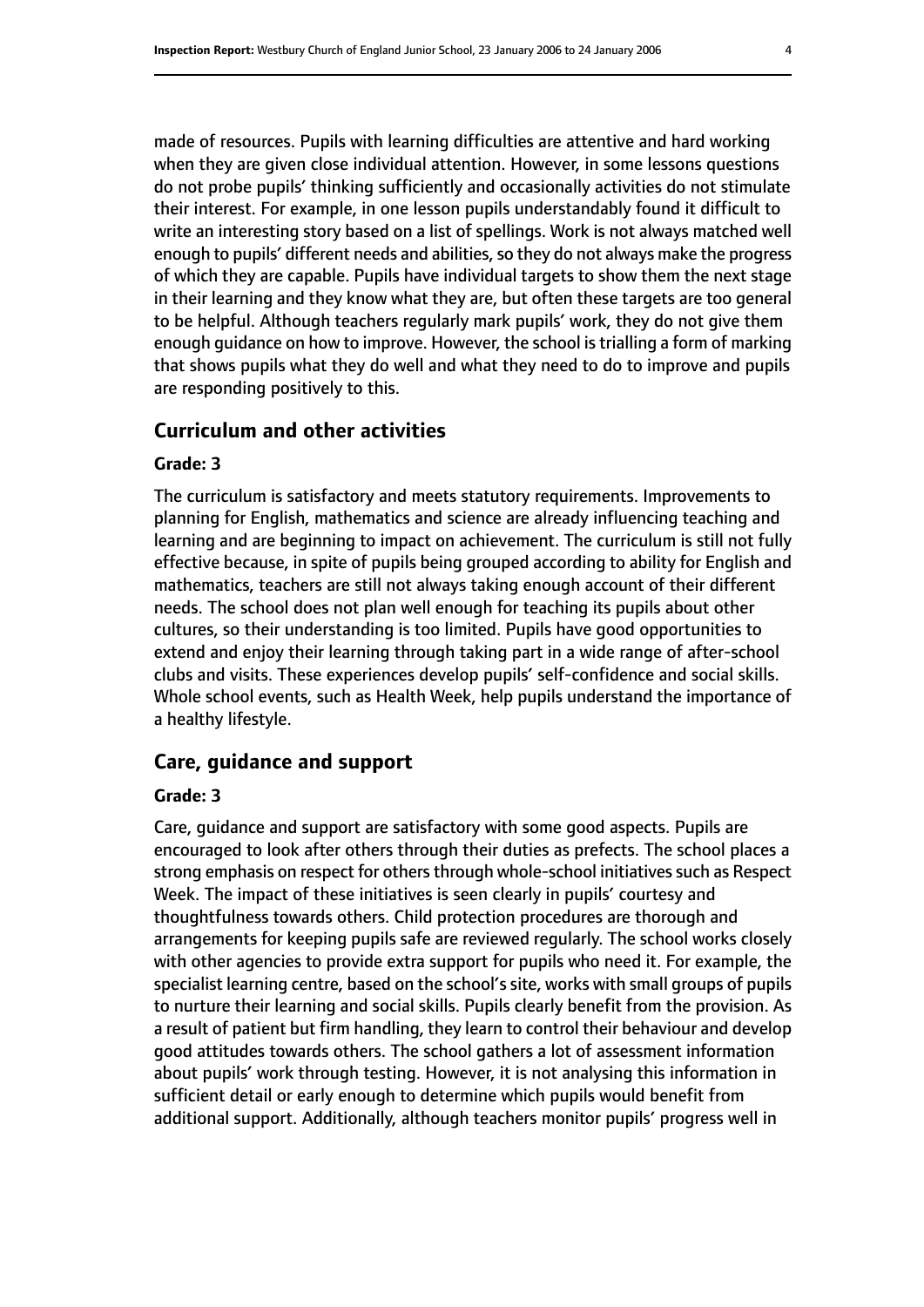made of resources. Pupils with learning difficulties are attentive and hard working when they are given close individual attention. However, in some lessons questions do not probe pupils' thinking sufficiently and occasionally activities do not stimulate their interest. For example, in one lesson pupils understandably found it difficult to write an interesting story based on a list of spellings. Work is not always matched well enough to pupils' different needs and abilities, so they do not always make the progress of which they are capable. Pupils have individual targets to show them the next stage in their learning and they know what they are, but often these targets are too general to be helpful. Although teachers regularly mark pupils' work, they do not give them enough guidance on how to improve. However, the school is trialling a form of marking that shows pupils what they do well and what they need to do to improve and pupils are responding positively to this.

## Curriculum and other activities

**Grade: 3**

The curriculum is satisfactory and meets statutory requirements. Improvements to planning for English, mathematics and science are already influencing teaching and learning and are beginning to impact on achievement. The curriculum is still not fully effective because, in spite of pupils being grouped according to ability for English and mathematics, teachers are still not always taking enough account of their different needs. The school does not plan well enough for teaching its pupils about other cultures, so their understanding is too limited. Pupils have good opportunities to extend and enjoy their learning through taking part in a wide range of after-school clubs and visits. These experiences develop pupils' self-confidence and social skills. Whole school events, such as Health Week, help pupils understand the importance of a healthy lifestyle.

## Care, guidance and support

**Grade: 3**

Care, guidance and support are satisfactory with some good aspects. Pupils are encouraged to look after others through their duties as prefects. The school places a strong emphasis on respect for others through whole-school initiatives such as Respect Week. The impact of these initiatives is seen clearly in pupils' courtesy and thoughtfulness towards others. Child protection procedures are thorough and arrangements for keeping pupils safe are reviewed regularly. The school works closely with other agencies to provide extra support for pupils who need it. For example, the specialist learning centre, based on the school's site, works with small groups of pupils to nurture their learning and social skills. Pupils clearly benefit from the provision. As a result of patient but firm handling, they learn to control their behaviour and develop good attitudes towards others. The school gathers a lot of assessment information about pupils' work through testing. However, it is not analysing this information in sufficient detail or early enough to determine which pupils would benefit from additional support. Additionally, although teachers monitor pupils' progress well in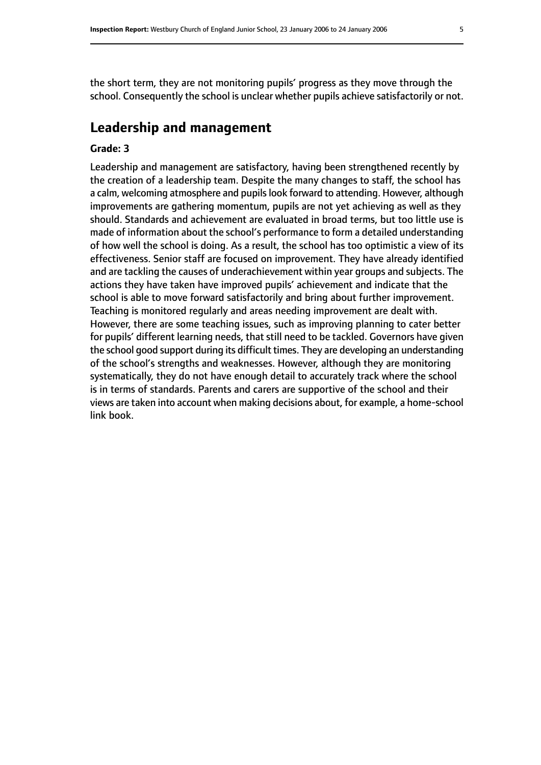the short term, they are not monitoring pupils' progress as they move through the school. Consequently the school is unclear whether pupils achieve satisfactorily or not.

## Leadership and management

**Grade: 3**

Leadership and management are satisfactory, having been strengthened recently by the creation of a leadership team. Despite the many changes to staff, the school has a calm, welcoming atmosphere and pupils look forward to attending. However, although improvements are gathering momentum, pupils are not yet achieving as well as they should. Standards and achievement are evaluated in broad terms, but too little use is made of information about the school's performance to form a detailed understanding of how well the school is doing. As a result, the school has too optimistic a view of its effectiveness. Senior staff are focused on improvement. They have already identified and are tackling the causes of underachievement within year groups and subjects. The actions they have taken have improved pupils' achievement and indicate that the school is able to move forward satisfactorily and bring about further improvement. Teaching is monitored regularly and areas needing improvement are dealt with. However, there are some teaching issues, such as improving planning to cater better for pupils' different learning needs, that still need to be tackled. Governors have given the school good support during its difficult times. They are developing an understanding of the school's strengths and weaknesses. However, although they are monitoring systematically, they do not have enough detail to accurately track where the school is in terms of standards. Parents and carers are supportive of the school and their views are taken into account when making decisions about, for example, a home-school link book.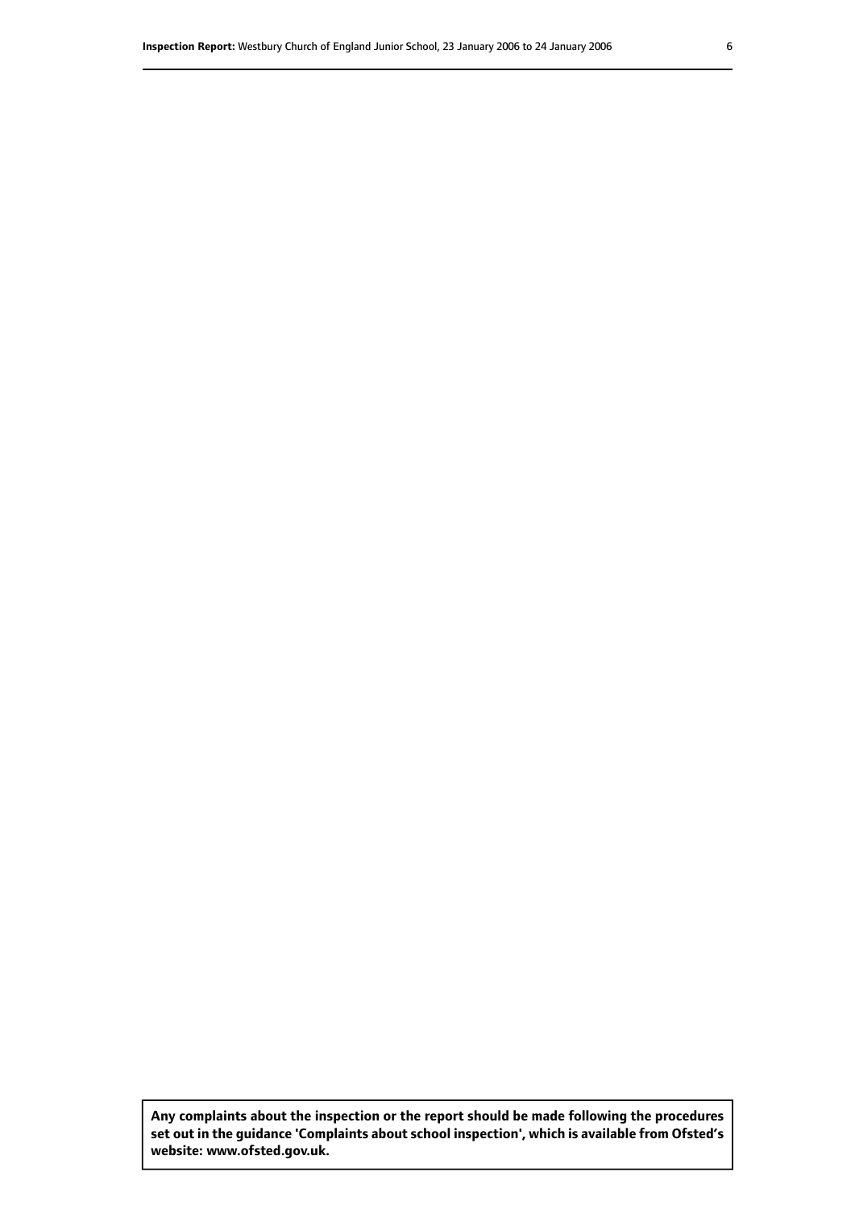**Any complaints about the inspection or the report should be made following the procedures set out in the guidance 'Complaints about school inspection', which is available from Ofsted's website: www.ofsted.gov.uk.**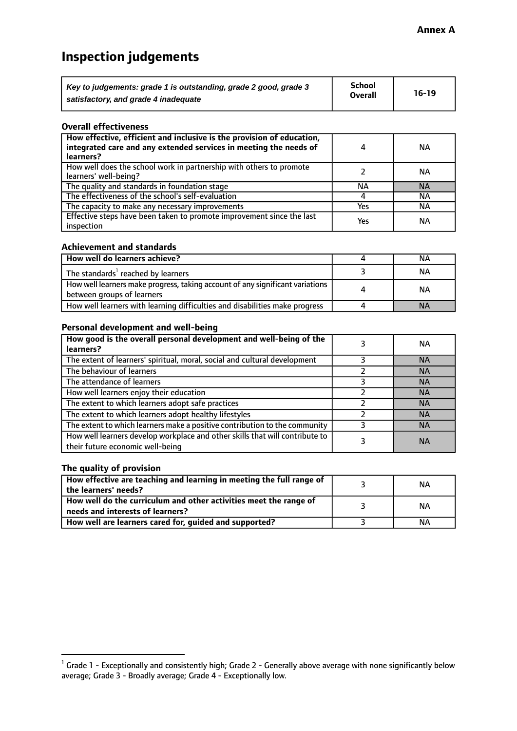**Annex A**

# Inspection judgements

| *Key to judgements: grade 1 is outstanding, grade 2 good, grade 3 satisfactory, and grade 4 inadequate* | School Overall | 16-19 |
|---|---|---|

### Overall effectiveness

| | | |
|---|---|---|
| **How effective, efficient and inclusive is the provision of education, integrated care and any extended services in meeting the needs of learners?** | 4 | NA |
| How well does the school work in partnership with others to promote learners' well-being? | 2 | NA |
| The quality and standards in foundation stage | NA | NA |
| The effectiveness of the school's self-evaluation | 4 | NA |
| The capacity to make any necessary improvements | Yes | NA |
| Effective steps have been taken to promote improvement since the last inspection | Yes | NA |

### Achievement and standards

| | | |
|---|---|---|
| **How well do learners achieve?** | 4 | NA |
| The standards[1] reached by learners | 3 | NA |
| How well learners make progress, taking account of any significant variations between groups of learners | 4 | NA |
| How well learners with learning difficulties and disabilities make progress | 4 | NA |

### Personal development and well-being

| | | |
|---|---|---|
| **How good is the overall personal development and well-being of the learners?** | 3 | NA |
| The extent of learners' spiritual, moral, social and cultural development | 3 | NA |
| The behaviour of learners | 2 | NA |
| The attendance of learners | 3 | NA |
| How well learners enjoy their education | 2 | NA |
| The extent to which learners adopt safe practices | 2 | NA |
| The extent to which learners adopt healthy lifestyles | 2 | NA |
| The extent to which learners make a positive contribution to the community | 3 | NA |
| How well learners develop workplace and other skills that will contribute to their future economic well-being | 3 | NA |

### The quality of provision

| | | |
|---|---|---|
| **How effective are teaching and learning in meeting the full range of the learners' needs?** | 3 | NA |
| **How well do the curriculum and other activities meet the range of needs and interests of learners?** | 3 | NA |
| **How well are learners cared for, guided and supported?** | 3 | NA |

[1] Grade 1 - Exceptionally and consistently high; Grade 2 - Generally above average with none significantly below average; Grade 3 - Broadly average; Grade 4 - Exceptionally low.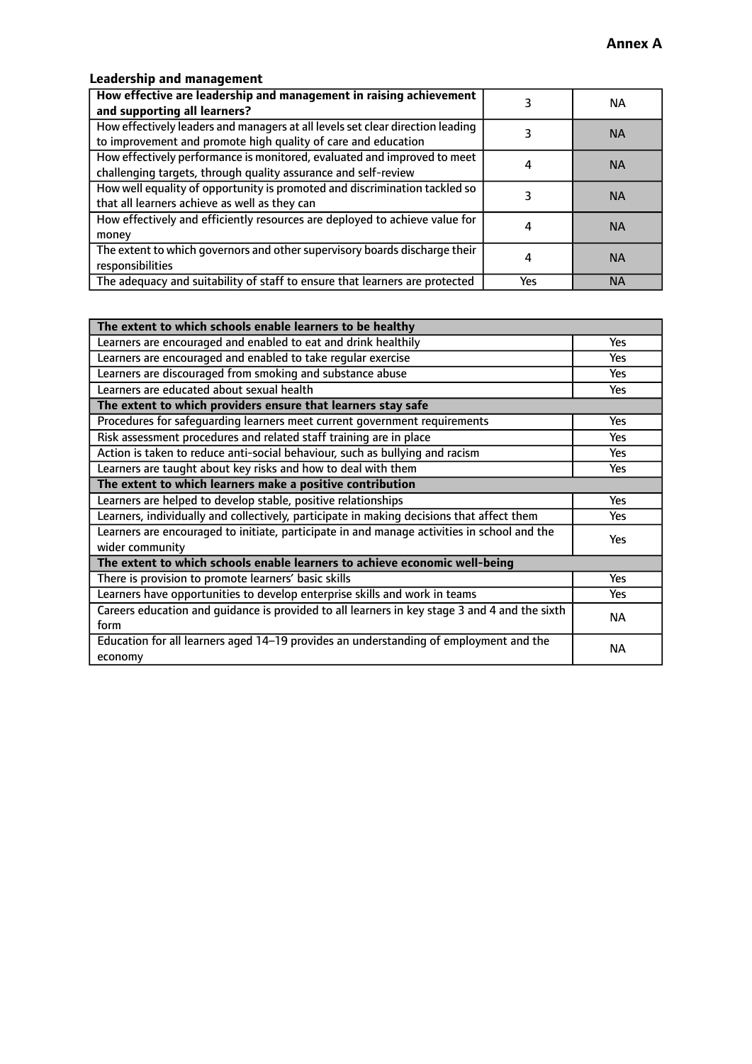**Annex A**

### Leadership and management

| | | |
|---|---|---|
| **How effective are leadership and management in raising achievement and supporting all learners?** | 3 | NA |
| How effectively leaders and managers at all levels set clear direction leading to improvement and promote high quality of care and education | 3 | NA |
| How effectively performance is monitored, evaluated and improved to meet challenging targets, through quality assurance and self-review | 4 | NA |
| How well equality of opportunity is promoted and discrimination tackled so that all learners achieve as well as they can | 3 | NA |
| How effectively and efficiently resources are deployed to achieve value for money | 4 | NA |
| The extent to which governors and other supervisory boards discharge their responsibilities | 4 | NA |
| The adequacy and suitability of staff to ensure that learners are protected | Yes | NA |

| | |
|---|---|
| **The extent to which schools enable learners to be healthy** | |
| Learners are encouraged and enabled to eat and drink healthily | Yes |
| Learners are encouraged and enabled to take regular exercise | Yes |
| Learners are discouraged from smoking and substance abuse | Yes |
| Learners are educated about sexual health | Yes |
| **The extent to which providers ensure that learners stay safe** | |
| Procedures for safeguarding learners meet current government requirements | Yes |
| Risk assessment procedures and related staff training are in place | Yes |
| Action is taken to reduce anti-social behaviour, such as bullying and racism | Yes |
| Learners are taught about key risks and how to deal with them | Yes |
| **The extent to which learners make a positive contribution** | |
| Learners are helped to develop stable, positive relationships | Yes |
| Learners, individually and collectively, participate in making decisions that affect them | Yes |
| Learners are encouraged to initiate, participate in and manage activities in school and the wider community | Yes |
| **The extent to which schools enable learners to achieve economic well-being** | |
| There is provision to promote learners' basic skills | Yes |
| Learners have opportunities to develop enterprise skills and work in teams | Yes |
| Careers education and guidance is provided to all learners in key stage 3 and 4 and the sixth form | NA |
| Education for all learners aged 14–19 provides an understanding of employment and the economy | NA |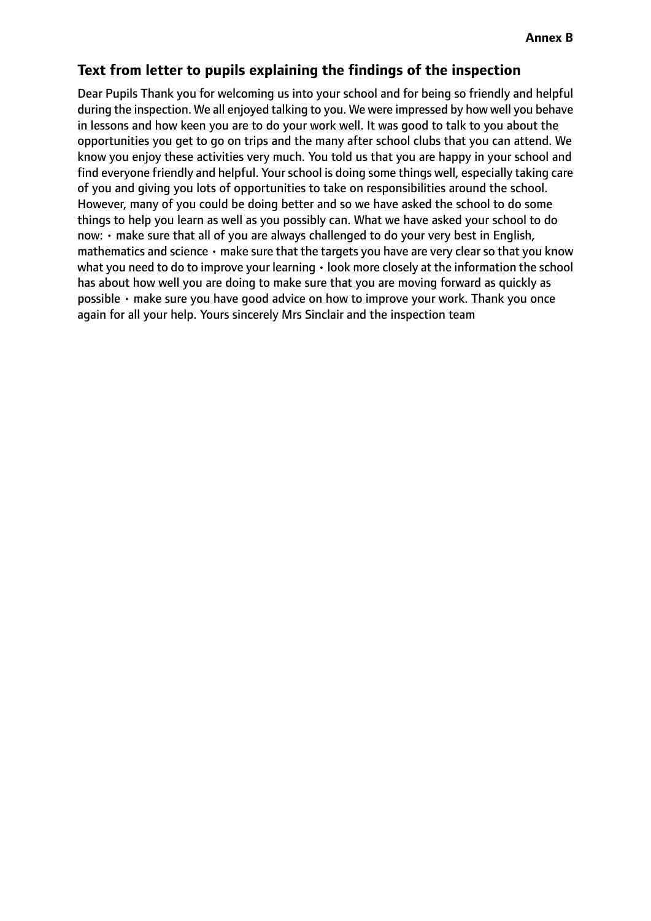Annex B

## Text from letter to pupils explaining the findings of the inspection

Dear Pupils Thank you for welcoming us into your school and for being so friendly and helpful during the inspection. We all enjoyed talking to you. We were impressed by how well you behave in lessons and how keen you are to do your work well. It was good to talk to you about the opportunities you get to go on trips and the many after school clubs that you can attend. We know you enjoy these activities very much. You told us that you are happy in your school and find everyone friendly and helpful. Your school is doing some things well, especially taking care of you and giving you lots of opportunities to take on responsibilities around the school. However, many of you could be doing better and so we have asked the school to do some things to help you learn as well as you possibly can. What we have asked your school to do now: • make sure that all of you are always challenged to do your very best in English, mathematics and science • make sure that the targets you have are very clear so that you know what you need to do to improve your learning • look more closely at the information the school has about how well you are doing to make sure that you are moving forward as quickly as possible • make sure you have good advice on how to improve your work. Thank you once again for all your help. Yours sincerely Mrs Sinclair and the inspection team